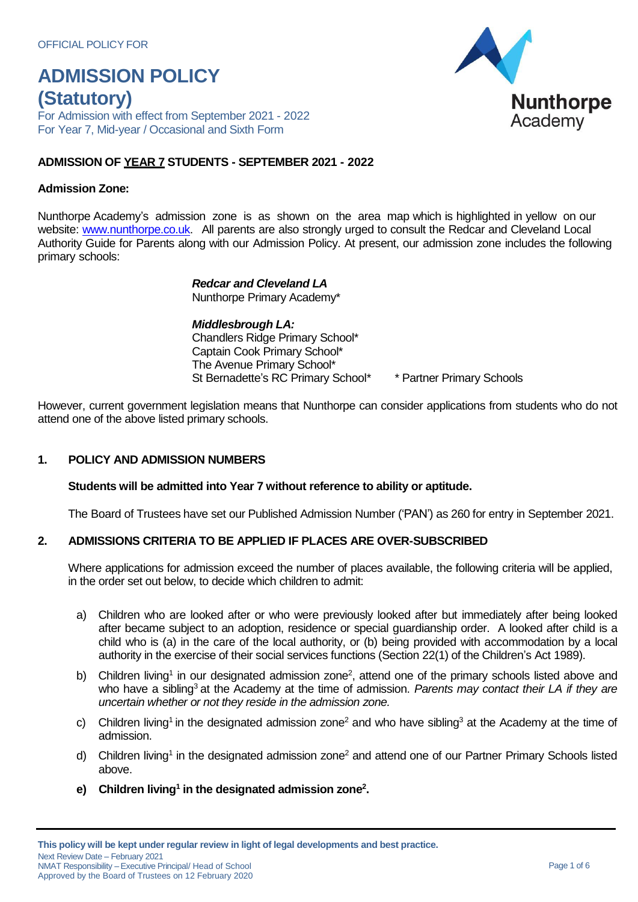OFFICIAL POLICY FOR

# ADMISSION POLICY (Statutory)

For Admission with effect from September 2021 - 2022
For Year 7, Mid-year / Occasional and Sixth Form

Nunthorpe Academy

## ADMISSION OF YEAR 7 STUDENTS - SEPTEMBER 2021 - 2022

### Admission Zone:

Nunthorpe Academy's admission zone is as shown on the area map which is highlighted in yellow on our website: [www.nunthorpe.co.uk](http://www.nunthorpe.co.uk). All parents are also strongly urged to consult the Redcar and Cleveland Local Authority Guide for Parents along with our Admission Policy. At present, our admission zone includes the following primary schools:

***Redcar and Cleveland LA***
Nunthorpe Primary Academy*

***Middlesbrough LA:***
Chandlers Ridge Primary School*
Captain Cook Primary School*
The Avenue Primary School*
St Bernadette's RC Primary School*

\* Partner Primary Schools

However, current government legislation means that Nunthorpe can consider applications from students who do not attend one of the above listed primary schools.

### 1. POLICY AND ADMISSION NUMBERS

**Students will be admitted into Year 7 without reference to ability or aptitude.**

The Board of Trustees have set our Published Admission Number ('PAN') as 260 for entry in September 2021.

### 2. ADMISSIONS CRITERIA TO BE APPLIED IF PLACES ARE OVER-SUBSCRIBED

Where applications for admission exceed the number of places available, the following criteria will be applied, in the order set out below, to decide which children to admit:

a) Children who are looked after or who were previously looked after but immediately after being looked after became subject to an adoption, residence or special guardianship order. A looked after child is a child who is (a) in the care of the local authority, or (b) being provided with accommodation by a local authority in the exercise of their social services functions (Section 22(1) of the Children's Act 1989).

b) Children living[1] in our designated admission zone[2], attend one of the primary schools listed above and who have a sibling[3] at the Academy at the time of admission. *Parents may contact their LA if they are uncertain whether or not they reside in the admission zone.*

c) Children living[1] in the designated admission zone[2] and who have sibling[3] at the Academy at the time of admission.

d) Children living[1] in the designated admission zone[2] and attend one of our Partner Primary Schools listed above.

**e) Children living[1] in the designated admission zone[2].**

**This policy will be kept under regular review in light of legal developments and best practice.**
Next Review Date – February 2021
NMAT Responsibility – Executive Principal/ Head of School
Approved by the Board of Trustees on 12 February 2020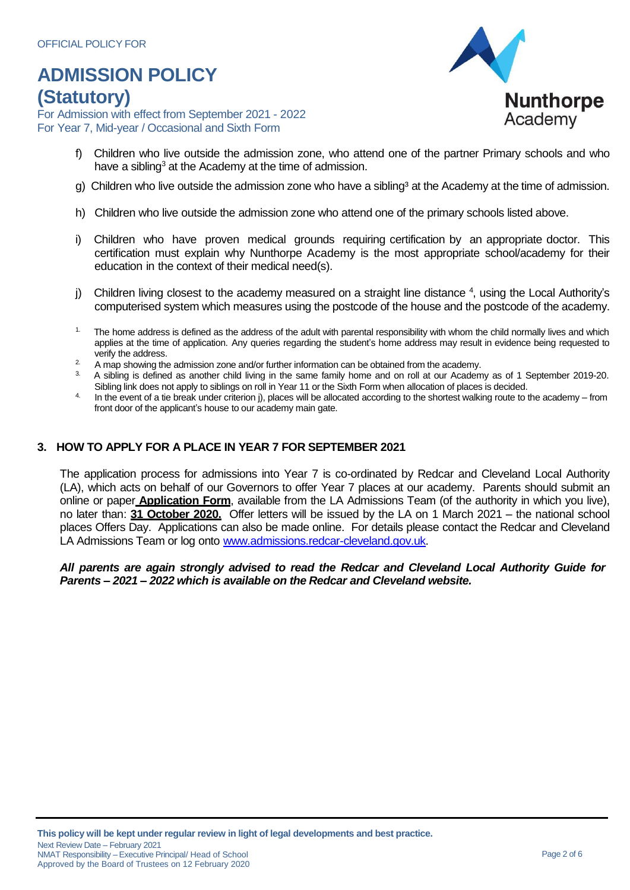f) Children who live outside the admission zone, who attend one of the partner Primary schools and who have a sibling[3] at the Academy at the time of admission.

g) Children who live outside the admission zone who have a sibling[3] at the Academy at the time of admission.

h) Children who live outside the admission zone who attend one of the primary schools listed above.

i) Children who have proven medical grounds requiring certification by an appropriate doctor. This certification must explain why Nunthorpe Academy is the most appropriate school/academy for their education in the context of their medical need(s).

j) Children living closest to the academy measured on a straight line distance [4], using the Local Authority's computerised system which measures using the postcode of the house and the postcode of the academy.

1. The home address is defined as the address of the adult with parental responsibility with whom the child normally lives and which applies at the time of application. Any queries regarding the student's home address may result in evidence being requested to verify the address.
2. A map showing the admission zone and/or further information can be obtained from the academy.
3. A sibling is defined as another child living in the same family home and on roll at our Academy as of 1 September 2019-20. Sibling link does not apply to siblings on roll in Year 11 or the Sixth Form when allocation of places is decided.
4. In the event of a tie break under criterion j), places will be allocated according to the shortest walking route to the academy – from front door of the applicant's house to our academy main gate.

## 3. HOW TO APPLY FOR A PLACE IN YEAR 7 FOR SEPTEMBER 2021

The application process for admissions into Year 7 is co-ordinated by Redcar and Cleveland Local Authority (LA), which acts on behalf of our Governors to offer Year 7 places at our academy. Parents should submit an online or paper **Application Form**, available from the LA Admissions Team (of the authority in which you live), no later than: **31 October 2020.** Offer letters will be issued by the LA on 1 March 2021 – the national school places Offers Day. Applications can also be made online. For details please contact the Redcar and Cleveland LA Admissions Team or log onto www.admissions.redcar-cleveland.gov.uk.

***All parents are again strongly advised to read the Redcar and Cleveland Local Authority Guide for Parents – 2021 – 2022 which is available on the Redcar and Cleveland website.***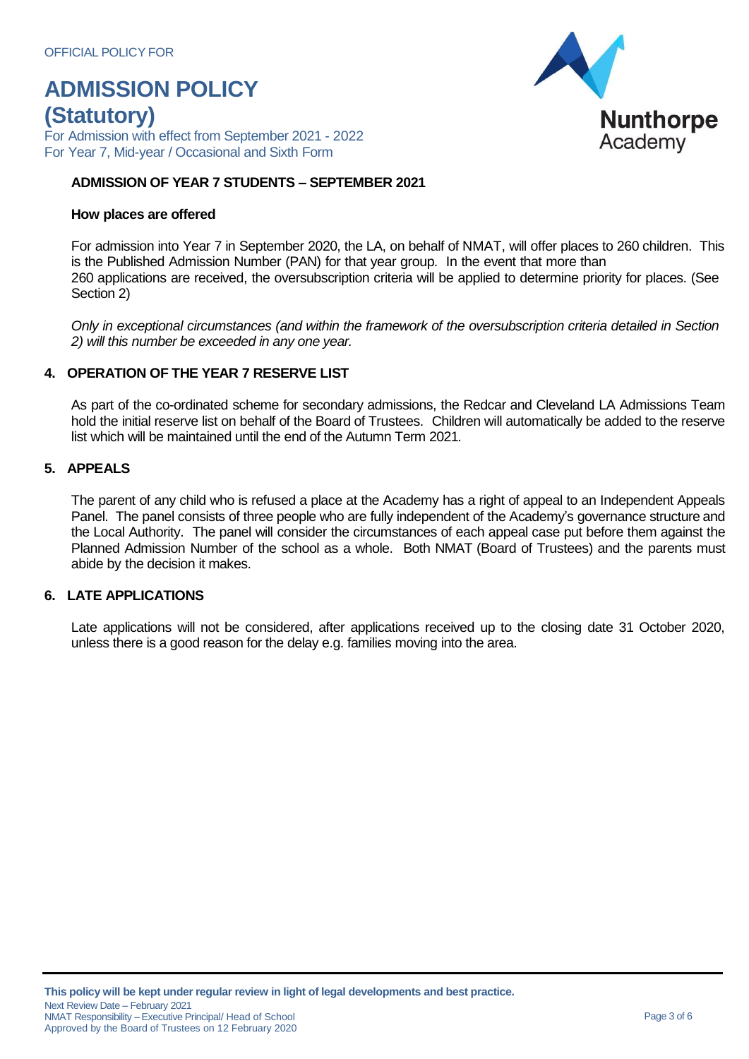OFFICIAL POLICY FOR

# ADMISSION POLICY (Statutory)

For Admission with effect from September 2021 - 2022
For Year 7, Mid-year / Occasional and Sixth Form

**ADMISSION OF YEAR 7 STUDENTS – SEPTEMBER 2021**

**How places are offered**

For admission into Year 7 in September 2020, the LA, on behalf of NMAT, will offer places to 260 children. This is the Published Admission Number (PAN) for that year group. In the event that more than 260 applications are received, the oversubscription criteria will be applied to determine priority for places. (See Section 2)

*Only in exceptional circumstances (and within the framework of the oversubscription criteria detailed in Section 2) will this number be exceeded in any one year.*

## 4. OPERATION OF THE YEAR 7 RESERVE LIST

As part of the co-ordinated scheme for secondary admissions, the Redcar and Cleveland LA Admissions Team hold the initial reserve list on behalf of the Board of Trustees. Children will automatically be added to the reserve list which will be maintained until the end of the Autumn Term 2021.

## 5. APPEALS

The parent of any child who is refused a place at the Academy has a right of appeal to an Independent Appeals Panel. The panel consists of three people who are fully independent of the Academy's governance structure and the Local Authority. The panel will consider the circumstances of each appeal case put before them against the Planned Admission Number of the school as a whole. Both NMAT (Board of Trustees) and the parents must abide by the decision it makes.

## 6. LATE APPLICATIONS

Late applications will not be considered, after applications received up to the closing date 31 October 2020, unless there is a good reason for the delay e.g. families moving into the area.

**This policy will be kept under regular review in light of legal developments and best practice.**
Next Review Date – February 2021
NMAT Responsibility – Executive Principal/ Head of School
Approved by the Board of Trustees on 12 February 2020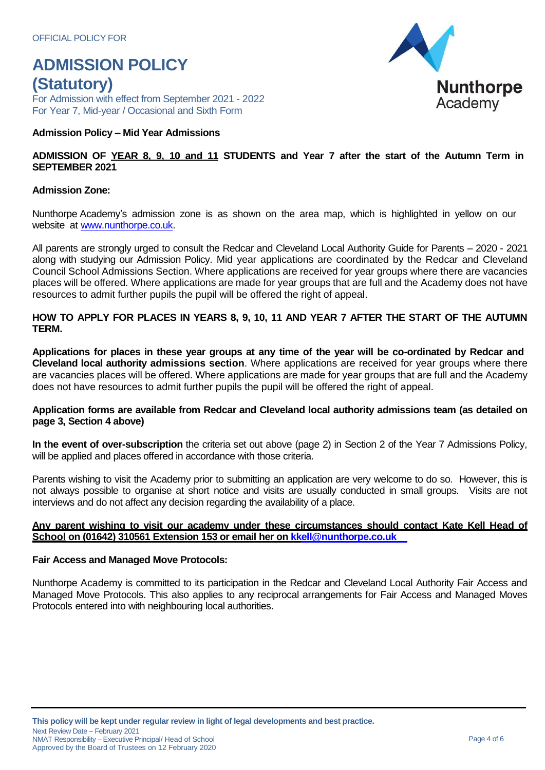OFFICIAL POLICY FOR

# ADMISSION POLICY (Statutory)

For Admission with effect from September 2021 - 2022
For Year 7, Mid-year / Occasional and Sixth Form

**Admission Policy – Mid Year Admissions**

**ADMISSION OF YEAR 8, 9, 10 and 11 STUDENTS and Year 7 after the start of the Autumn Term in SEPTEMBER 2021**

**Admission Zone:**

Nunthorpe Academy's admission zone is as shown on the area map, which is highlighted in yellow on our website at www.nunthorpe.co.uk.

All parents are strongly urged to consult the Redcar and Cleveland Local Authority Guide for Parents – 2020 - 2021 along with studying our Admission Policy. Mid year applications are coordinated by the Redcar and Cleveland Council School Admissions Section. Where applications are received for year groups where there are vacancies places will be offered. Where applications are made for year groups that are full and the Academy does not have resources to admit further pupils the pupil will be offered the right of appeal.

**HOW TO APPLY FOR PLACES IN YEARS 8, 9, 10, 11 AND YEAR 7 AFTER THE START OF THE AUTUMN TERM.**

**Applications for places in these year groups at any time of the year will be co-ordinated by Redcar and Cleveland local authority admissions section**. Where applications are received for year groups where there are vacancies places will be offered. Where applications are made for year groups that are full and the Academy does not have resources to admit further pupils the pupil will be offered the right of appeal.

**Application forms are available from Redcar and Cleveland local authority admissions team (as detailed on page 3, Section 4 above)**

**In the event of over-subscription** the criteria set out above (page 2) in Section 2 of the Year 7 Admissions Policy, will be applied and places offered in accordance with those criteria.

Parents wishing to visit the Academy prior to submitting an application are very welcome to do so. However, this is not always possible to organise at short notice and visits are usually conducted in small groups. Visits are not interviews and do not affect any decision regarding the availability of a place.

**Any parent wishing to visit our academy under these circumstances should contact Kate Kell Head of School on (01642) 310561 Extension 153 or email her on kkell@nunthorpe.co.uk**

**Fair Access and Managed Move Protocols:**

Nunthorpe Academy is committed to its participation in the Redcar and Cleveland Local Authority Fair Access and Managed Move Protocols. This also applies to any reciprocal arrangements for Fair Access and Managed Moves Protocols entered into with neighbouring local authorities.

**This policy will be kept under regular review in light of legal developments and best practice.**
Next Review Date – February 2021
NMAT Responsibility – Executive Principal/ Head of School
Approved by the Board of Trustees on 12 February 2020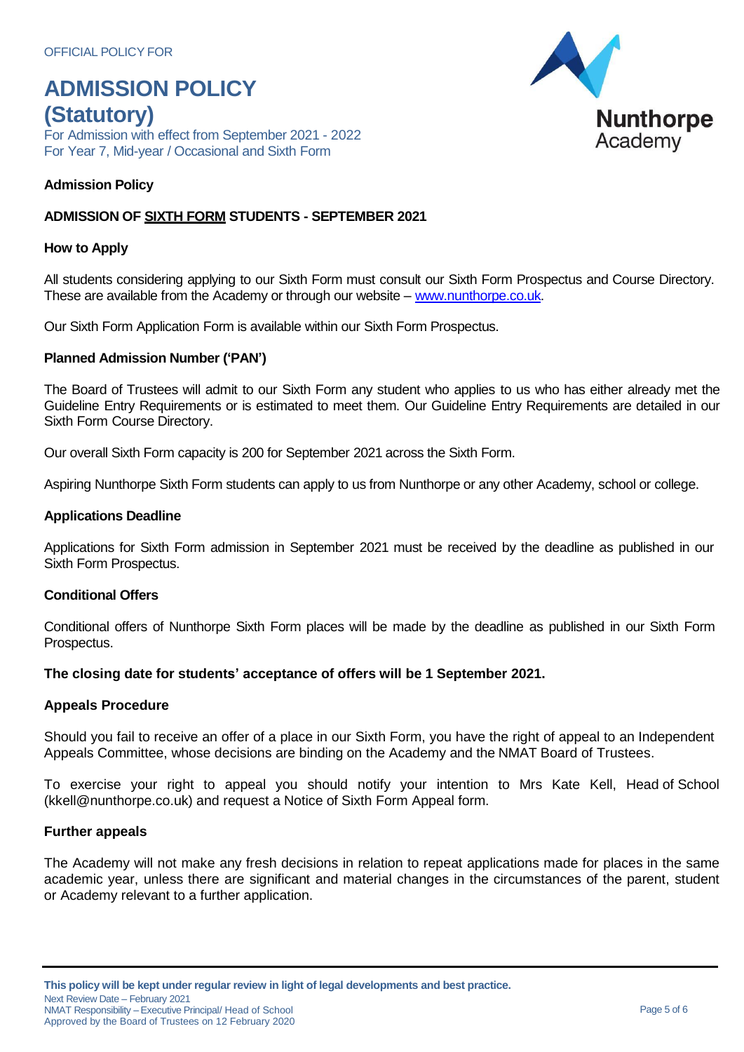OFFICIAL POLICY FOR

# ADMISSION POLICY (Statutory)

For Admission with effect from September 2021 - 2022
For Year 7, Mid-year / Occasional and Sixth Form

**Admission Policy**

## ADMISSION OF SIXTH FORM STUDENTS - SEPTEMBER 2021

### How to Apply

All students considering applying to our Sixth Form must consult our Sixth Form Prospectus and Course Directory. These are available from the Academy or through our website – [www.nunthorpe.co.uk](www.nunthorpe.co.uk).

Our Sixth Form Application Form is available within our Sixth Form Prospectus.

### Planned Admission Number ('PAN')

The Board of Trustees will admit to our Sixth Form any student who applies to us who has either already met the Guideline Entry Requirements or is estimated to meet them. Our Guideline Entry Requirements are detailed in our Sixth Form Course Directory.

Our overall Sixth Form capacity is 200 for September 2021 across the Sixth Form.

Aspiring Nunthorpe Sixth Form students can apply to us from Nunthorpe or any other Academy, school or college.

### Applications Deadline

Applications for Sixth Form admission in September 2021 must be received by the deadline as published in our Sixth Form Prospectus.

### Conditional Offers

Conditional offers of Nunthorpe Sixth Form places will be made by the deadline as published in our Sixth Form Prospectus.

**The closing date for students' acceptance of offers will be 1 September 2021.**

### Appeals Procedure

Should you fail to receive an offer of a place in our Sixth Form, you have the right of appeal to an Independent Appeals Committee, whose decisions are binding on the Academy and the NMAT Board of Trustees.

To exercise your right to appeal you should notify your intention to Mrs Kate Kell, Head of School (kkell@nunthorpe.co.uk) and request a Notice of Sixth Form Appeal form.

### Further appeals

The Academy will not make any fresh decisions in relation to repeat applications made for places in the same academic year, unless there are significant and material changes in the circumstances of the parent, student or Academy relevant to a further application.

**This policy will be kept under regular review in light of legal developments and best practice.**
Next Review Date – February 2021
NMAT Responsibility – Executive Principal/ Head of School
Approved by the Board of Trustees on 12 February 2020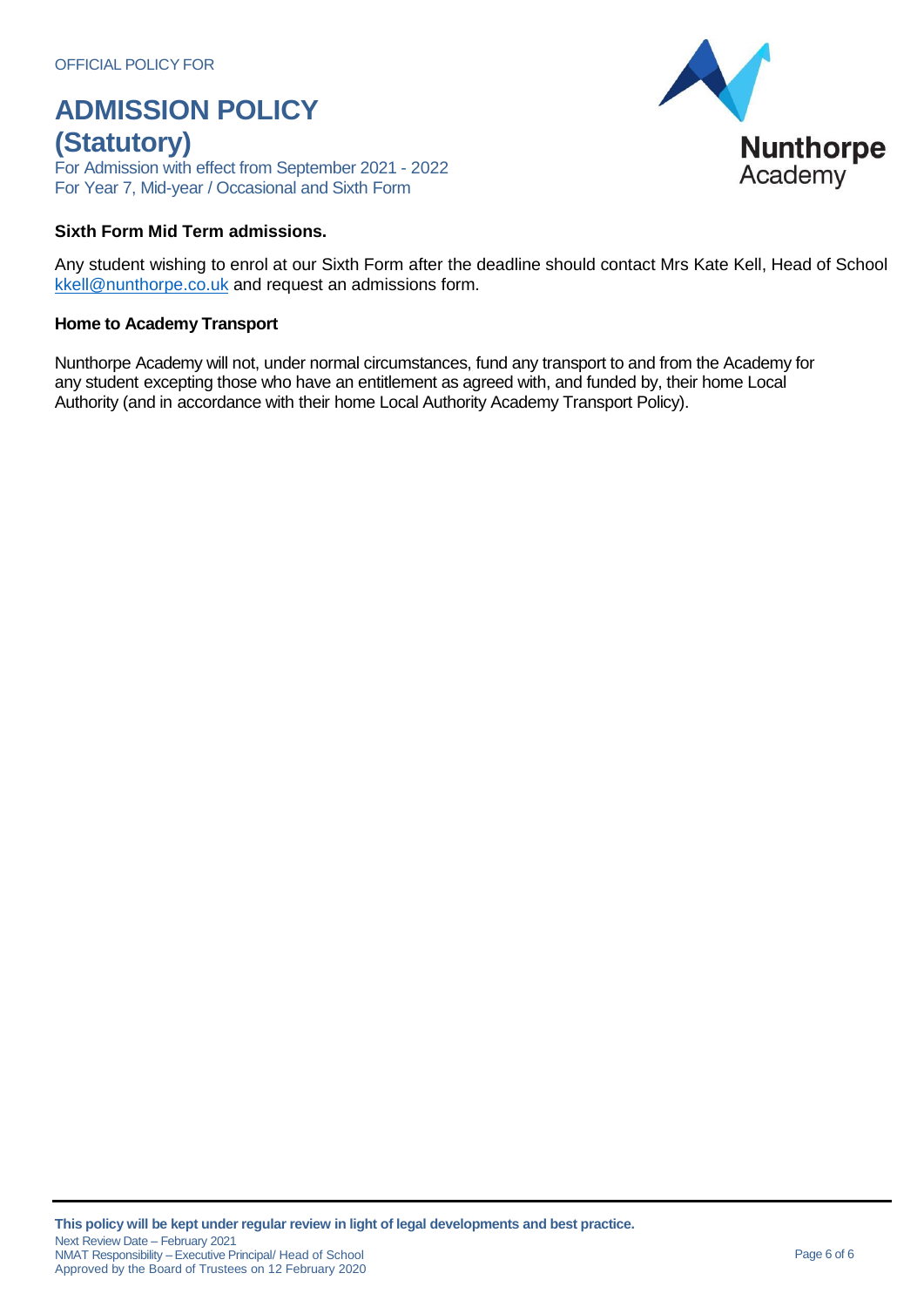### Sixth Form Mid Term admissions.

Any student wishing to enrol at our Sixth Form after the deadline should contact Mrs Kate Kell, Head of School kkell@nunthorpe.co.uk and request an admissions form.

### Home to Academy Transport

Nunthorpe Academy will not, under normal circumstances, fund any transport to and from the Academy for any student excepting those who have an entitlement as agreed with, and funded by, their home Local Authority (and in accordance with their home Local Authority Academy Transport Policy).